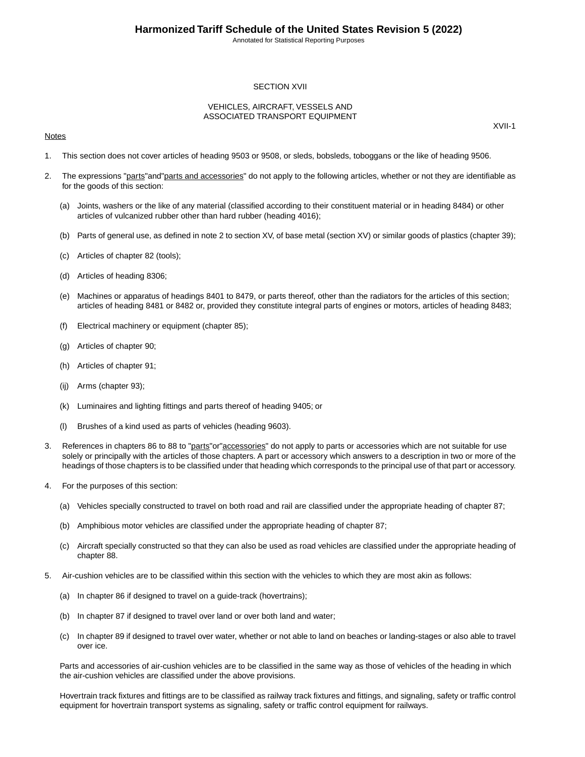## SECTION XVII

## VEHICLES, AIRCRAFT, VESSELS AND ASSOCIATED TRANSPORT EQUIPMENT

XVII-1

Notes

1. This section does not cover articles of heading 9503 or 9508, or sleds, bobsleds, toboggans or the like of heading 9506.

2. The expressions "parts" and "parts and accessories" do not apply to the following articles, whether or not they are identifiable as for the goods of this section:

   (a) Joints, washers or the like of any material (classified according to their constituent material or in heading 8484) or other articles of vulcanized rubber other than hard rubber (heading 4016);

   (b) Parts of general use, as defined in note 2 to section XV, of base metal (section XV) or similar goods of plastics (chapter 39);

   (c) Articles of chapter 82 (tools);

   (d) Articles of heading 8306;

   (e) Machines or apparatus of headings 8401 to 8479, or parts thereof, other than the radiators for the articles of this section; articles of heading 8481 or 8482 or, provided they constitute integral parts of engines or motors, articles of heading 8483;

   (f) Electrical machinery or equipment (chapter 85);

   (g) Articles of chapter 90;

   (h) Articles of chapter 91;

   (ij) Arms (chapter 93);

   (k) Luminaires and lighting fittings and parts thereof of heading 9405; or

   (l) Brushes of a kind used as parts of vehicles (heading 9603).

3. References in chapters 86 to 88 to "parts" or "accessories" do not apply to parts or accessories which are not suitable for use solely or principally with the articles of those chapters. A part or accessory which answers to a description in two or more of the headings of those chapters is to be classified under that heading which corresponds to the principal use of that part or accessory.

4. For the purposes of this section:

   (a) Vehicles specially constructed to travel on both road and rail are classified under the appropriate heading of chapter 87;

   (b) Amphibious motor vehicles are classified under the appropriate heading of chapter 87;

   (c) Aircraft specially constructed so that they can also be used as road vehicles are classified under the appropriate heading of chapter 88.

5. Air-cushion vehicles are to be classified within this section with the vehicles to which they are most akin as follows:

   (a) In chapter 86 if designed to travel on a guide-track (hovertrains);

   (b) In chapter 87 if designed to travel over land or over both land and water;

   (c) In chapter 89 if designed to travel over water, whether or not able to land on beaches or landing-stages or also able to travel over ice.

   Parts and accessories of air-cushion vehicles are to be classified in the same way as those of vehicles of the heading in which the air-cushion vehicles are classified under the above provisions.

   Hovertrain track fixtures and fittings are to be classified as railway track fixtures and fittings, and signaling, safety or traffic control equipment for hovertrain transport systems as signaling, safety or traffic control equipment for railways.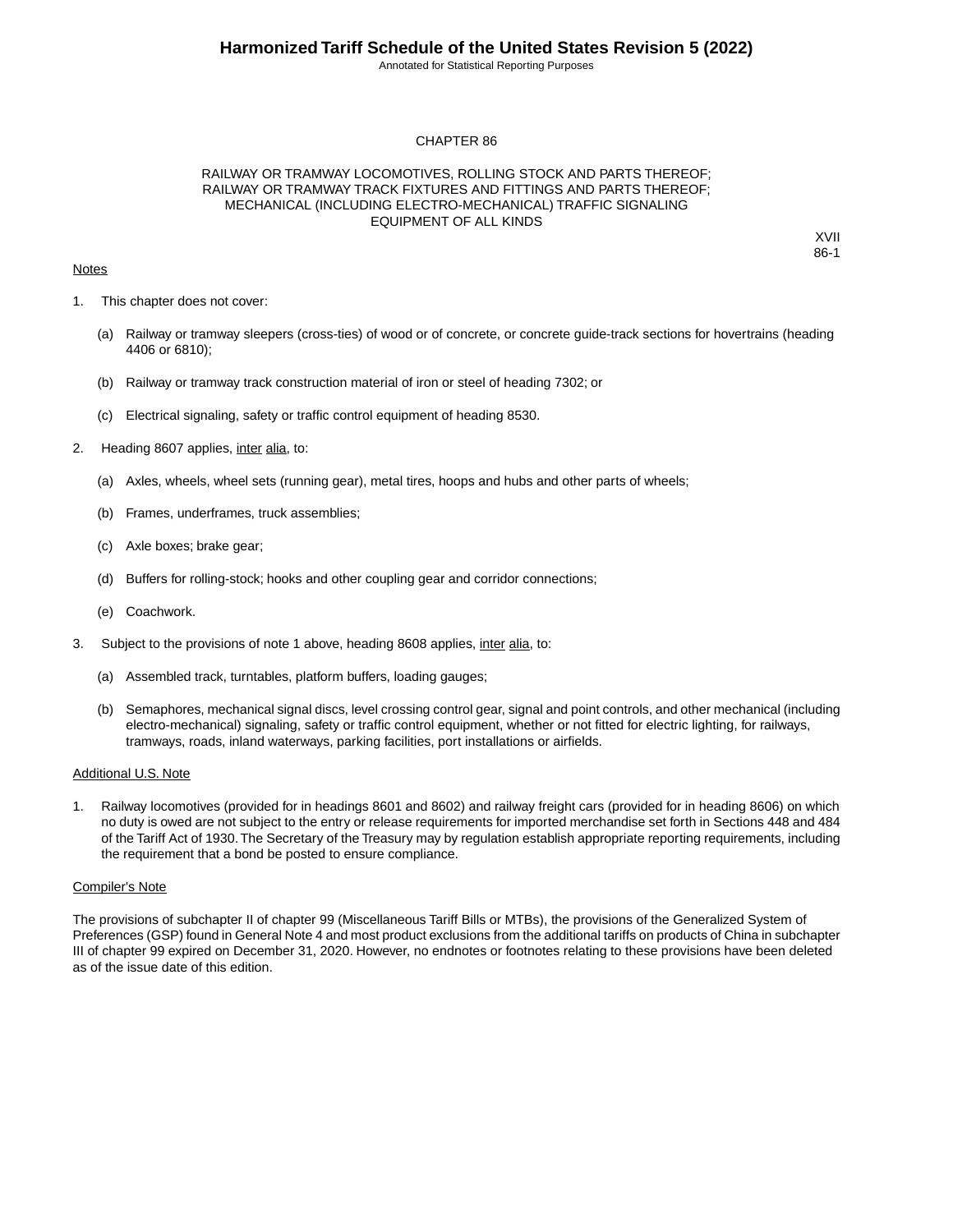CHAPTER 86

RAILWAY OR TRAMWAY LOCOMOTIVES, ROLLING STOCK AND PARTS THEREOF;
RAILWAY OR TRAMWAY TRACK FIXTURES AND FITTINGS AND PARTS THEREOF;
MECHANICAL (INCLUDING ELECTRO-MECHANICAL) TRAFFIC SIGNALING
EQUIPMENT OF ALL KINDS

XVII
86-1

Notes

1. This chapter does not cover:

   (a) Railway or tramway sleepers (cross-ties) of wood or of concrete, or concrete guide-track sections for hovertrains (heading 4406 or 6810);

   (b) Railway or tramway track construction material of iron or steel of heading 7302; or

   (c) Electrical signaling, safety or traffic control equipment of heading 8530.

2. Heading 8607 applies, inter alia, to:

   (a) Axles, wheels, wheel sets (running gear), metal tires, hoops and hubs and other parts of wheels;

   (b) Frames, underframes, truck assemblies;

   (c) Axle boxes; brake gear;

   (d) Buffers for rolling-stock; hooks and other coupling gear and corridor connections;

   (e) Coachwork.

3. Subject to the provisions of note 1 above, heading 8608 applies, inter alia, to:

   (a) Assembled track, turntables, platform buffers, loading gauges;

   (b) Semaphores, mechanical signal discs, level crossing control gear, signal and point controls, and other mechanical (including electro-mechanical) signaling, safety or traffic control equipment, whether or not fitted for electric lighting, for railways, tramways, roads, inland waterways, parking facilities, port installations or airfields.

Additional U.S. Note

1. Railway locomotives (provided for in headings 8601 and 8602) and railway freight cars (provided for in heading 8606) on which no duty is owed are not subject to the entry or release requirements for imported merchandise set forth in Sections 448 and 484 of the Tariff Act of 1930. The Secretary of the Treasury may by regulation establish appropriate reporting requirements, including the requirement that a bond be posted to ensure compliance.

Compiler's Note

The provisions of subchapter II of chapter 99 (Miscellaneous Tariff Bills or MTBs), the provisions of the Generalized System of Preferences (GSP) found in General Note 4 and most product exclusions from the additional tariffs on products of China in subchapter III of chapter 99 expired on December 31, 2020. However, no endnotes or footnotes relating to these provisions have been deleted as of the issue date of this edition.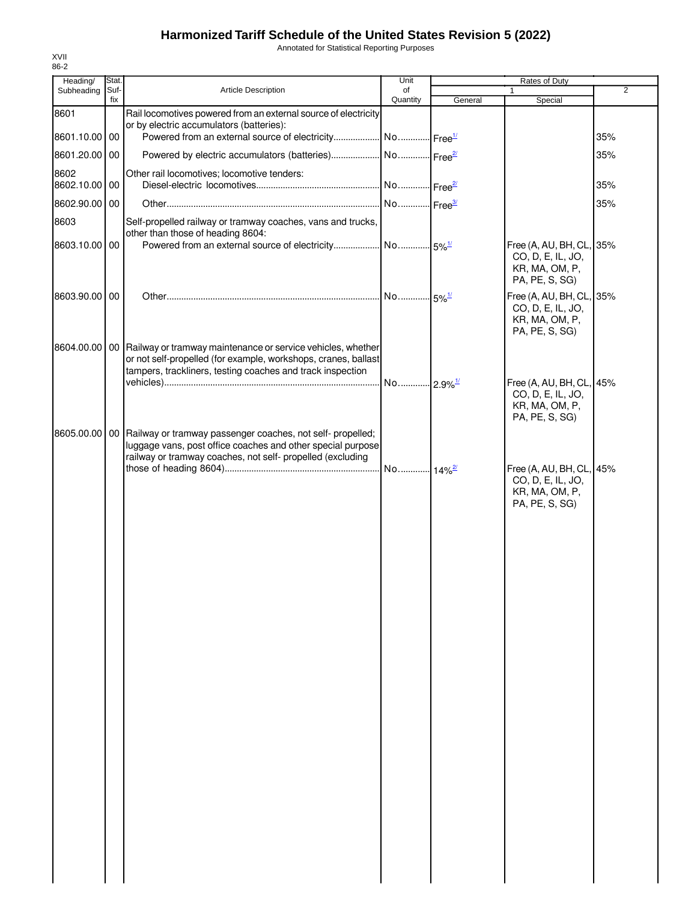# Harmonized Tariff Schedule of the United States Revision 5 (2022)

Annotated for Statistical Reporting Purposes

XVII
86-2

| Heading/ Subheading | Stat. Suf- fix | Article Description | Unit of Quantity | Rates of Duty 1 General | Special | 2 |
|---|---|---|---|---|---|---|
| 8601 | | Rail locomotives powered from an external source of electricity or by electric accumulators (batteries): | | | | |
| 8601.10.00 | 00 | Powered from an external source of electricity | No. | Free[1/] | | 35% |
| 8601.20.00 | 00 | Powered by electric accumulators (batteries) | No. | Free[2/] | | 35% |
| 8602 | | Other rail locomotives; locomotive tenders: | | | | |
| 8602.10.00 | 00 | Diesel-electric locomotives | No. | Free[2/] | | 35% |
| 8602.90.00 | 00 | Other | No. | Free[3/] | | 35% |
| 8603 | | Self-propelled railway or tramway coaches, vans and trucks, other than those of heading 8604: | | | | |
| 8603.10.00 | 00 | Powered from an external source of electricity | No. | 5%[1/] | Free (A, AU, BH, CL, CO, D, E, IL, JO, KR, MA, OM, P, PA, PE, S, SG) | 35% |
| 8603.90.00 | 00 | Other | No. | 5%[1/] | Free (A, AU, BH, CL, CO, D, E, IL, JO, KR, MA, OM, P, PA, PE, S, SG) | 35% |
| 8604.00.00 | 00 | Railway or tramway maintenance or service vehicles, whether or not self-propelled (for example, workshops, cranes, ballast tampers, trackliners, testing coaches and track inspection vehicles) | No. | 2.9%[1/] | Free (A, AU, BH, CL, CO, D, E, IL, JO, KR, MA, OM, P, PA, PE, S, SG) | 45% |
| 8605.00.00 | 00 | Railway or tramway passenger coaches, not self- propelled; luggage vans, post office coaches and other special purpose railway or tramway coaches, not self- propelled (excluding those of heading 8604) | No. | 14%[2/] | Free (A, AU, BH, CL, CO, D, E, IL, JO, KR, MA, OM, P, PA, PE, S, SG) | 45% |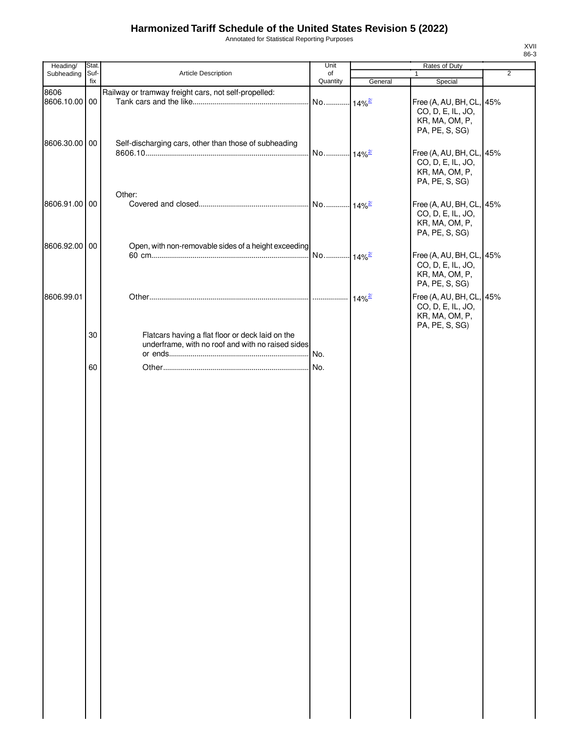# Harmonized Tariff Schedule of the United States Revision 5 (2022)

Annotated for Statistical Reporting Purposes

XVII
86-3

| Heading/ Subheading | Stat. Suf- fix | Article Description | Unit of Quantity | Rates of Duty 1 General | Special | 2 |
|---|---|---|---|---|---|---|
| 8606 | | Railway or tramway freight cars, not self-propelled: | | | | |
| 8606.10.00 | 00 | Tank cars and the like | No. | 14%[2/] | Free (A, AU, BH, CL, CO, D, E, IL, JO, KR, MA, OM, P, PA, PE, S, SG) | 45% |
| 8606.30.00 | 00 | Self-discharging cars, other than those of subheading 8606.10 | No. | 14%[2/] | Free (A, AU, BH, CL, CO, D, E, IL, JO, KR, MA, OM, P, PA, PE, S, SG) | 45% |
| | | Other: | | | | |
| 8606.91.00 | 00 | Covered and closed | No. | 14%[2/] | Free (A, AU, BH, CL, CO, D, E, IL, JO, KR, MA, OM, P, PA, PE, S, SG) | 45% |
| 8606.92.00 | 00 | Open, with non-removable sides of a height exceeding 60 cm | No. | 14%[2/] | Free (A, AU, BH, CL, CO, D, E, IL, JO, KR, MA, OM, P, PA, PE, S, SG) | 45% |
| 8606.99.01 | | Other | | 14%[2/] | Free (A, AU, BH, CL, CO, D, E, IL, JO, KR, MA, OM, P, PA, PE, S, SG) | 45% |
| | 30 | Flatcars having a flat floor or deck laid on the underframe, with no roof and with no raised sides or ends | No. | | | |
| | 60 | Other | No. | | | |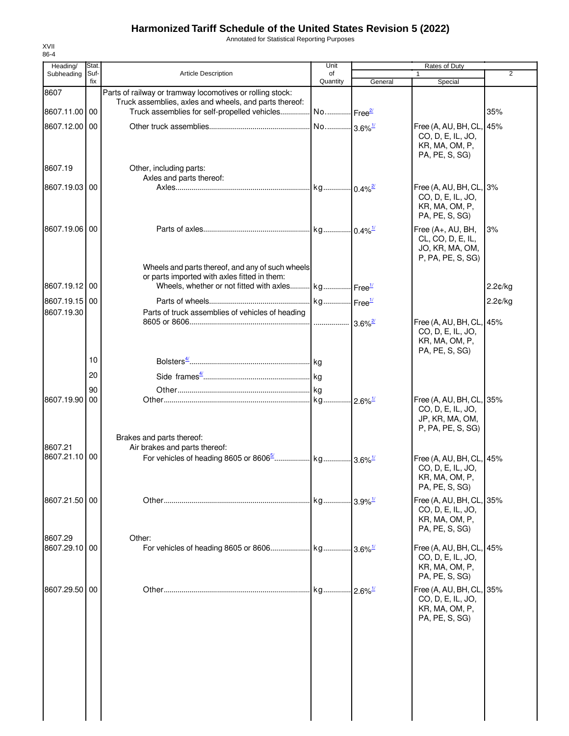# Harmonized Tariff Schedule of the United States Revision 5 (2022)

Annotated for Statistical Reporting Purposes

XVII
86-4

| Heading/ Subheading | Stat. Suf-fix | Article Description | Unit of Quantity | Rates of Duty 1 General | Special | 2 |
|---|---|---|---|---|---|---|
| 8607 | | Parts of railway or tramway locomotives or rolling stock: | | | | |
| | | Truck assemblies, axles and wheels, and parts thereof: | | | | |
| 8607.11.00 | 00 | Truck assemblies for self-propelled vehicles | No. | Free[2/] | | 35% |
| 8607.12.00 | 00 | Other truck assemblies | No. | 3.6%[1/] | Free (A, AU, BH, CL, CO, D, E, IL, JO, KR, MA, OM, P, PA, PE, S, SG) | 45% |
| 8607.19 | | Other, including parts: | | | | |
| | | Axles and parts thereof: | | | | |
| 8607.19.03 | 00 | Axles | kg | 0.4%[2/] | Free (A, AU, BH, CL, CO, D, E, IL, JO, KR, MA, OM, P, PA, PE, S, SG) | 3% |
| 8607.19.06 | 00 | Parts of axles | kg | 0.4%[1/] | Free (A+, AU, BH, CL, CO, D, E, IL, JO, KR, MA, OM, P, PA, PE, S, SG) | 3% |
| | | Wheels and parts thereof, and any of such wheels or parts imported with axles fitted in them: | | | | |
| 8607.19.12 | 00 | Wheels, whether or not fitted with axles | kg | Free[1/] | | 2.2¢/kg |
| 8607.19.15 | 00 | Parts of wheels | kg | Free[1/] | | 2.2¢/kg |
| 8607.19.30 | | Parts of truck assemblies of vehicles of heading 8605 or 8606 | | 3.6%[2/] | Free (A, AU, BH, CL, CO, D, E, IL, JO, KR, MA, OM, P, PA, PE, S, SG) | 45% |
| | 10 | Bolsters[4/] | kg | | | |
| | 20 | Side frames[4/] | kg | | | |
| | 90 | Other | kg | | | |
| 8607.19.90 | 00 | Other | kg | 2.6%[1/] | Free (A, AU, BH, CL, CO, D, E, IL, JO, JP, KR, MA, OM, P, PA, PE, S, SG) | 35% |
| | | Brakes and parts thereof: | | | | |
| 8607.21 | | Air brakes and parts thereof: | | | | |
| 8607.21.10 | 00 | For vehicles of heading 8605 or 8606[5/] | kg | 3.6%[1/] | Free (A, AU, BH, CL, CO, D, E, IL, JO, KR, MA, OM, P, PA, PE, S, SG) | 45% |
| 8607.21.50 | 00 | Other | kg | 3.9%[1/] | Free (A, AU, BH, CL, CO, D, E, IL, JO, KR, MA, OM, P, PA, PE, S, SG) | 35% |
| 8607.29 | | Other: | | | | |
| 8607.29.10 | 00 | For vehicles of heading 8605 or 8606 | kg | 3.6%[1/] | Free (A, AU, BH, CL, CO, D, E, IL, JO, KR, MA, OM, P, PA, PE, S, SG) | 45% |
| 8607.29.50 | 00 | Other | kg | 2.6%[1/] | Free (A, AU, BH, CL, CO, D, E, IL, JO, KR, MA, OM, P, PA, PE, S, SG) | 35% |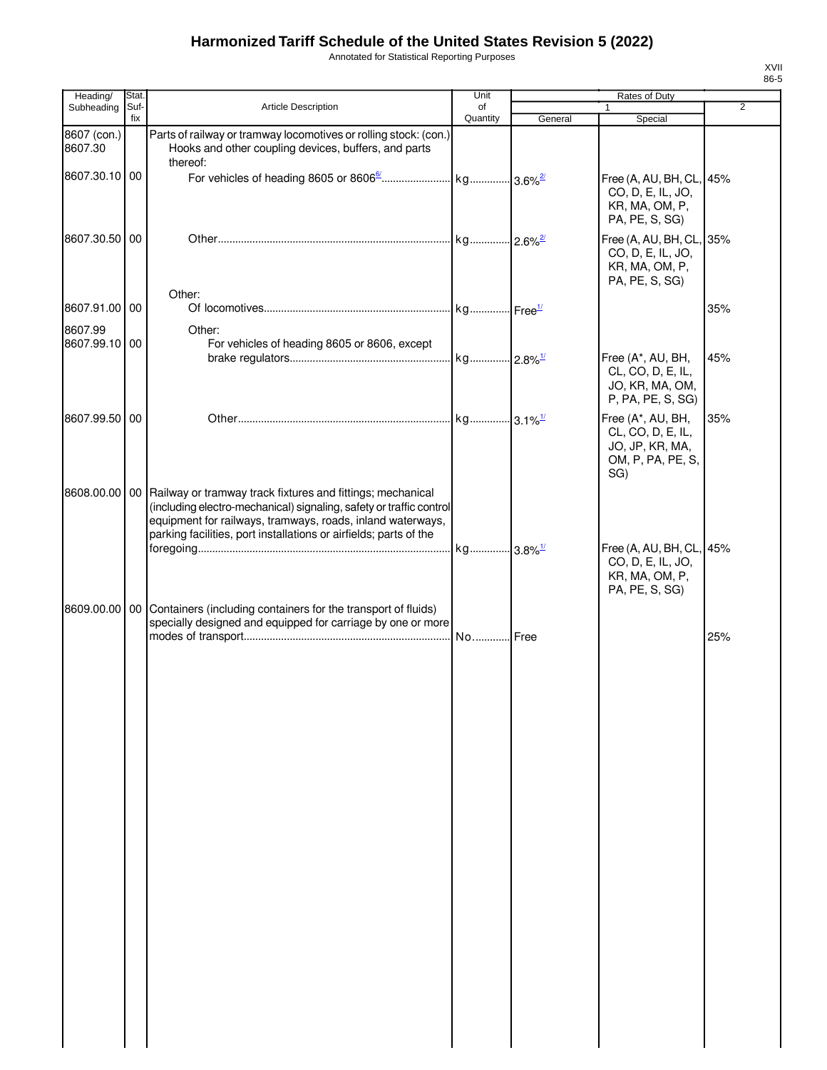# Harmonized Tariff Schedule of the United States Revision 5 (2022)

Annotated for Statistical Reporting Purposes

XVII
86-5

| Heading/ Subheading | Stat. Suf-fix | Article Description | Unit of Quantity | Rates of Duty 1 General | Special | 2 |
|---|---|---|---|---|---|---|
| 8607 (con.) | | Parts of railway or tramway locomotives or rolling stock: (con.) | | | | |
| 8607.30 | | Hooks and other coupling devices, buffers, and parts thereof: | | | | |
| 8607.30.10 | 00 | For vehicles of heading 8605 or 8606[6/] | kg | 3.6%[2/] | Free (A, AU, BH, CL, CO, D, E, IL, JO, KR, MA, OM, P, PA, PE, S, SG) | 45% |
| 8607.30.50 | 00 | Other | kg | 2.6%[2/] | Free (A, AU, BH, CL, CO, D, E, IL, JO, KR, MA, OM, P, PA, PE, S, SG) | 35% |
| | | Other: | | | | |
| 8607.91.00 | 00 | Of locomotives | kg | Free[1/] | | 35% |
| 8607.99 | | Other: | | | | |
| 8607.99.10 | 00 | For vehicles of heading 8605 or 8606, except brake regulators | kg | 2.8%[1/] | Free (A*, AU, BH, CL, CO, D, E, IL, JO, KR, MA, OM, P, PA, PE, S, SG) | 45% |
| 8607.99.50 | 00 | Other | kg | 3.1%[1/] | Free (A*, AU, BH, CL, CO, D, E, IL, JO, JP, KR, MA, OM, P, PA, PE, S, SG) | 35% |
| 8608.00.00 | 00 | Railway or tramway track fixtures and fittings; mechanical (including electro-mechanical) signaling, safety or traffic control equipment for railways, tramways, roads, inland waterways, parking facilities, port installations or airfields; parts of the foregoing | kg | 3.8%[1/] | Free (A, AU, BH, CL, CO, D, E, IL, JO, KR, MA, OM, P, PA, PE, S, SG) | 45% |
| 8609.00.00 | 00 | Containers (including containers for the transport of fluids) specially designed and equipped for carriage by one or more modes of transport | No. | Free | | 25% |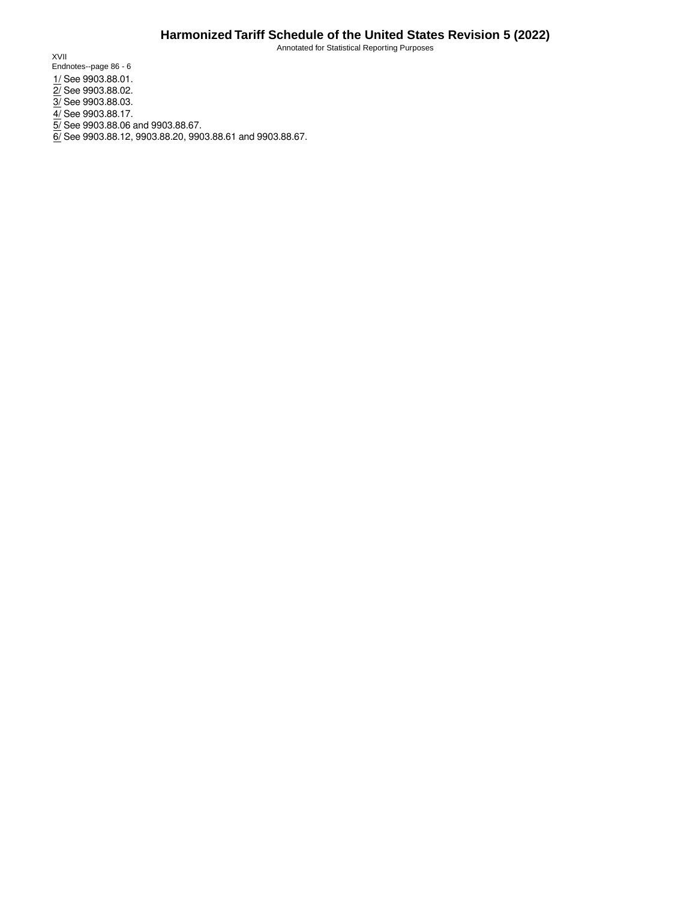XVII

Endnotes--page 86 - 6

1/ See 9903.88.01.

2/ See 9903.88.02.

3/ See 9903.88.03.

4/ See 9903.88.17.

5/ See 9903.88.06 and 9903.88.67.

6/ See 9903.88.12, 9903.88.20, 9903.88.61 and 9903.88.67.